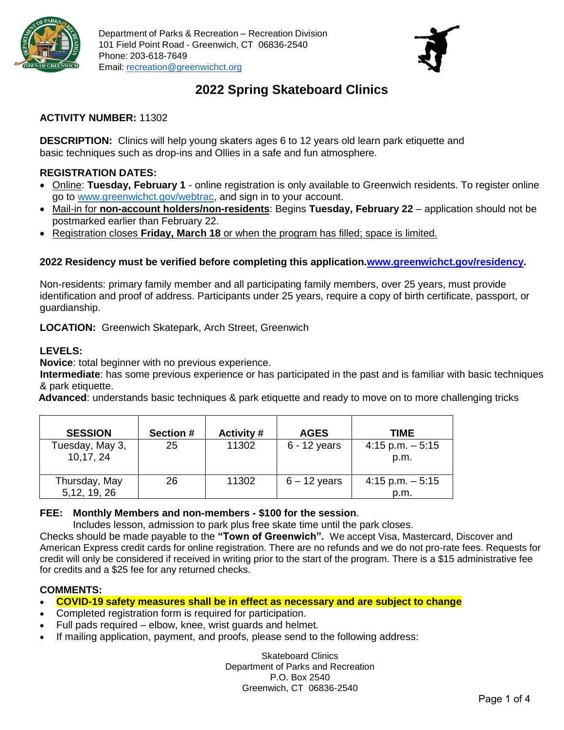Department of Parks & Recreation – Recreation Division
101 Field Point Road - Greenwich, CT 06836-2540
Phone: 203-618-7649
Email: recreation@greenwichct.org

# 2022 Spring Skateboard Clinics

**ACTIVITY NUMBER:** 11302

**DESCRIPTION:** Clinics will help young skaters ages 6 to 12 years old learn park etiquette and basic techniques such as drop-ins and Ollies in a safe and fun atmosphere.

**REGISTRATION DATES:**

- Online: **Tuesday, February 1** - online registration is only available to Greenwich residents. To register online go to www.greenwichct.gov/webtrac, and sign in to your account.
- Mail-in for **non-account holders/non-residents**: Begins **Tuesday, February 22** – application should not be postmarked earlier than February 22.
- Registration closes **Friday, March 18** or when the program has filled; space is limited.

**2022 Residency must be verified before completing this application.www.greenwichct.gov/residency.**

Non-residents: primary family member and all participating family members, over 25 years, must provide identification and proof of address. Participants under 25 years, require a copy of birth certificate, passport, or guardianship.

**LOCATION:** Greenwich Skatepark, Arch Street, Greenwich

**LEVELS:**
**Novice**: total beginner with no previous experience.
**Intermediate**: has some previous experience or has participated in the past and is familiar with basic techniques & park etiquette.
**Advanced**: understands basic techniques & park etiquette and ready to move on to more challenging tricks

| SESSION | Section # | Activity # | AGES | TIME |
|---|---|---|---|---|
| Tuesday, May 3, 10,17, 24 | 25 | 11302 | 6 - 12 years | 4:15 p.m. – 5:15 p.m. |
| Thursday, May 5,12, 19, 26 | 26 | 11302 | 6 – 12 years | 4:15 p.m. – 5:15 p.m. |

**FEE: Monthly Members and non-members - $100 for the session**.
Includes lesson, admission to park plus free skate time until the park closes.
Checks should be made payable to the **"Town of Greenwich".** We accept Visa, Mastercard, Discover and American Express credit cards for online registration. There are no refunds and we do not pro-rate fees. Requests for credit will only be considered if received in writing prior to the start of the program. There is a $15 administrative fee for credits and a $25 fee for any returned checks.

**COMMENTS:**

- **COVID-19 safety measures shall be in effect as necessary and are subject to change**
- Completed registration form is required for participation.
- Full pads required – elbow, knee, wrist guards and helmet.
- If mailing application, payment, and proofs, please send to the following address:

Skateboard Clinics
Department of Parks and Recreation
P.O. Box 2540
Greenwich, CT 06836-2540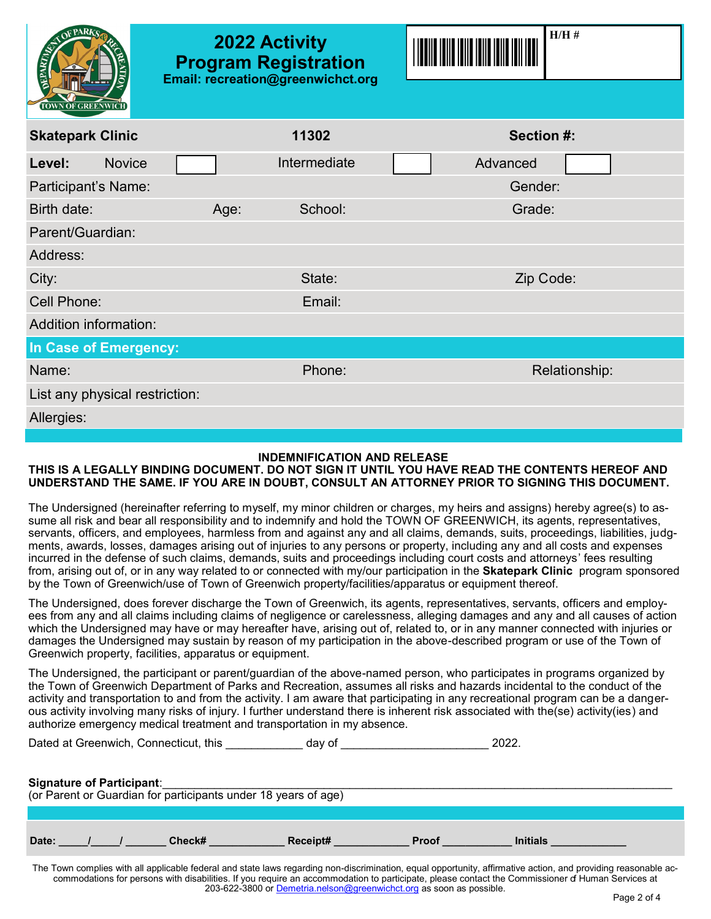# 2022 Activity Program Registration

**Email: recreation@greenwichct.org**

**H/H #**

| **Skatepark Clinic** | | **11302** | | **Section #:** | |
|---|---|---|---|---|---|
| **Level:** Novice | | Intermediate | | Advanced | |
| Participant's Name: | | | | Gender: | |
| Birth date: | Age: | School: | | Grade: | |
| Parent/Guardian: | | | | | |
| Address: | | | | | |
| City: | | State: | | Zip Code: | |
| Cell Phone: | | Email: | | | |
| Addition information: | | | | | |

**In Case of Emergency:**

| Name: | Phone: | Relationship: |
|---|---|---|
| List any physical restriction: | | |
| Allergies: | | |

## INDEMNIFICATION AND RELEASE

**THIS IS A LEGALLY BINDING DOCUMENT. DO NOT SIGN IT UNTIL YOU HAVE READ THE CONTENTS HEREOF AND UNDERSTAND THE SAME. IF YOU ARE IN DOUBT, CONSULT AN ATTORNEY PRIOR TO SIGNING THIS DOCUMENT.**

The Undersigned (hereinafter referring to myself, my minor children or charges, my heirs and assigns) hereby agree(s) to assume all risk and bear all responsibility and to indemnify and hold the TOWN OF GREENWICH, its agents, representatives, servants, officers, and employees, harmless from and against any and all claims, demands, suits, proceedings, liabilities, judgments, awards, losses, damages arising out of injuries to any persons or property, including any and all costs and expenses incurred in the defense of such claims, demands, suits and proceedings including court costs and attorneys' fees resulting from, arising out of, or in any way related to or connected with my/our participation in the **Skatepark Clinic** program sponsored by the Town of Greenwich/use of Town of Greenwich property/facilities/apparatus or equipment thereof.

The Undersigned, does forever discharge the Town of Greenwich, its agents, representatives, servants, officers and employees from any and all claims including claims of negligence or carelessness, alleging damages and any and all causes of action which the Undersigned may have or may hereafter have, arising out of, related to, or in any manner connected with injuries or damages the Undersigned may sustain by reason of my participation in the above-described program or use of the Town of Greenwich property, facilities, apparatus or equipment.

The Undersigned, the participant or parent/guardian of the above-named person, who participates in programs organized by the Town of Greenwich Department of Parks and Recreation, assumes all risks and hazards incidental to the conduct of the activity and transportation to and from the activity. I am aware that participating in any recreational program can be a dangerous activity involving many risks of injury. I further understand there is inherent risk associated with the(se) activity(ies) and authorize emergency medical treatment and transportation in my absence.

Dated at Greenwich, Connecticut, this ___________ day of ______________________ 2022.

**Signature of Participant**:_______________________________________________________________________________
(or Parent or Guardian for participants under 18 years of age)

**Date:** _____/_____/ _______ **Check#** ____________ **Receipt#** ____________ **Proof** ___________ **Initials** ____________

The Town complies with all applicable federal and state laws regarding non-discrimination, equal opportunity, affirmative action, and providing reasonable accommodations for persons with disabilities. If you require an accommodation to participate, please contact the Commissioner of Human Services at 203-622-3800 or Demetria.nelson@greenwichct.org as soon as possible.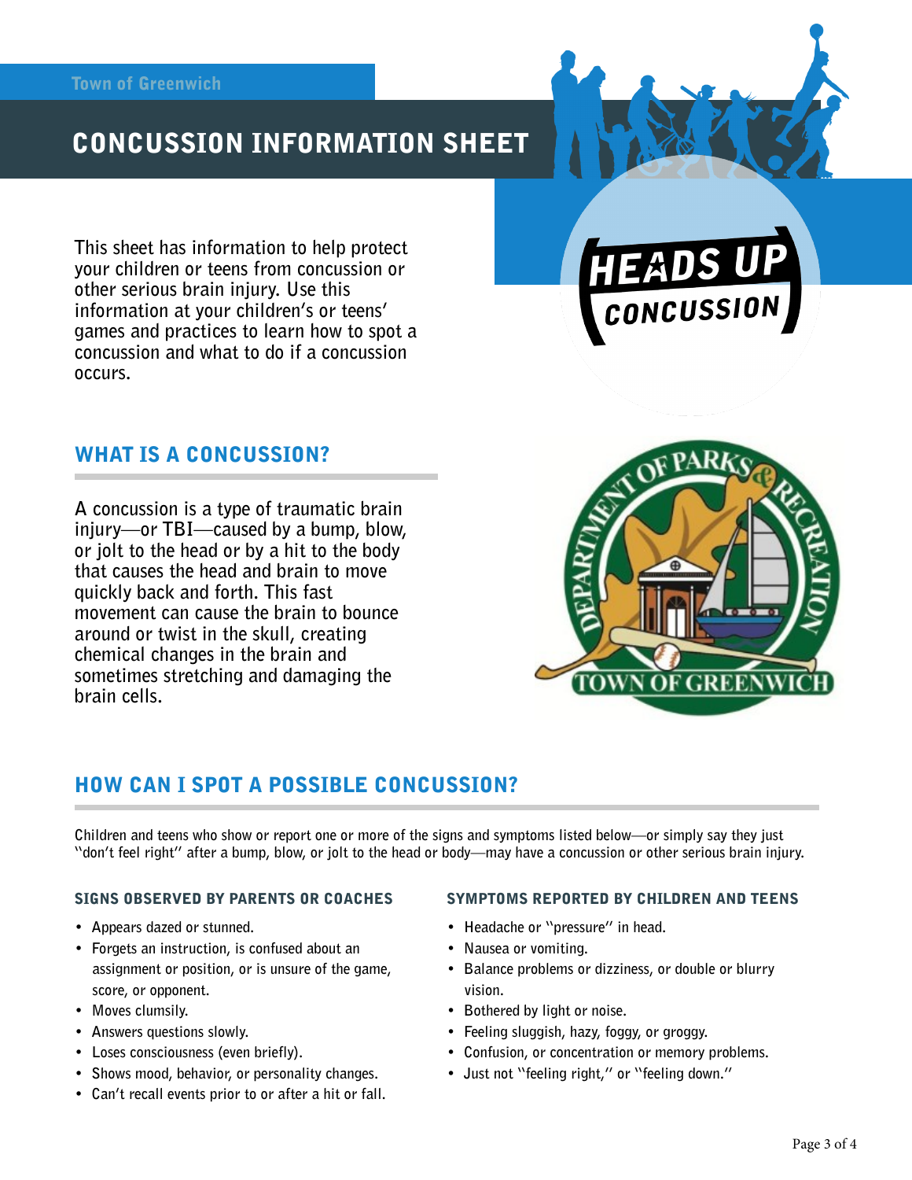Town of Greenwich

# CONCUSSION INFORMATION SHEET

HEADS UP CONCUSSION

This sheet has information to help protect your children or teens from concussion or other serious brain injury. Use this information at your children's or teens' games and practices to learn how to spot a concussion and what to do if a concussion occurs.

DEPARTMENT OF PARKS & RECREATION TOWN OF GREENWICH

## WHAT IS A CONCUSSION?

A concussion is a type of traumatic brain injury—or TBI—caused by a bump, blow, or jolt to the head or by a hit to the body that causes the head and brain to move quickly back and forth. This fast movement can cause the brain to bounce around or twist in the skull, creating chemical changes in the brain and sometimes stretching and damaging the brain cells.

## HOW CAN I SPOT A POSSIBLE CONCUSSION?

Children and teens who show or report one or more of the signs and symptoms listed below—or simply say they just "don't feel right" after a bump, blow, or jolt to the head or body—may have a concussion or other serious brain injury.

### SIGNS OBSERVED BY PARENTS OR COACHES

- Appears dazed or stunned.
- Forgets an instruction, is confused about an assignment or position, or is unsure of the game, score, or opponent.
- Moves clumsily.
- Answers questions slowly.
- Loses consciousness (even briefly).
- Shows mood, behavior, or personality changes.
- Can't recall events prior to or after a hit or fall.

### SYMPTOMS REPORTED BY CHILDREN AND TEENS

- Headache or "pressure" in head.
- Nausea or vomiting.
- Balance problems or dizziness, or double or blurry vision.
- Bothered by light or noise.
- Feeling sluggish, hazy, foggy, or groggy.
- Confusion, or concentration or memory problems.
- Just not "feeling right," or "feeling down."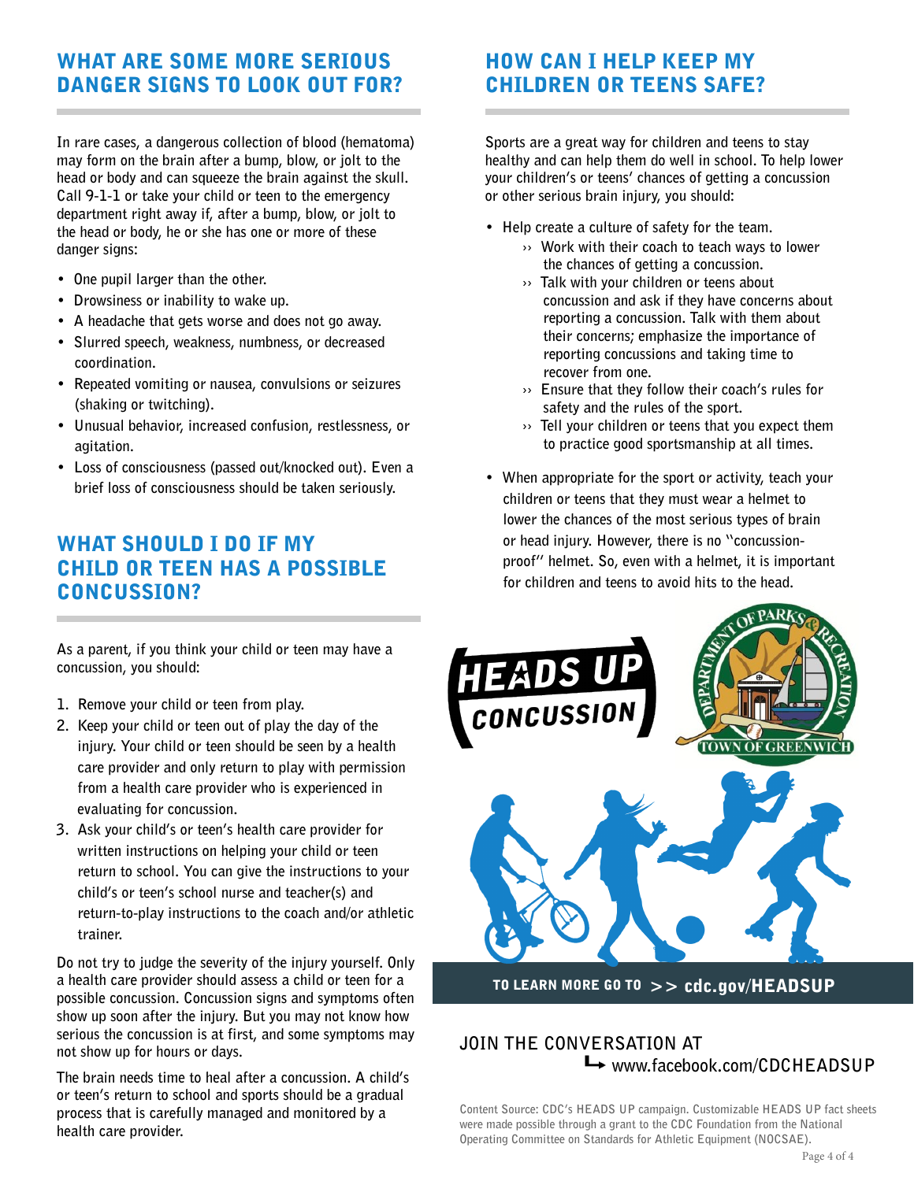## WHAT ARE SOME MORE SERIOUS DANGER SIGNS TO LOOK OUT FOR?

In rare cases, a dangerous collection of blood (hematoma) may form on the brain after a bump, blow, or jolt to the head or body and can squeeze the brain against the skull. Call 9-1-1 or take your child or teen to the emergency department right away if, after a bump, blow, or jolt to the head or body, he or she has one or more of these danger signs:

- One pupil larger than the other.
- Drowsiness or inability to wake up.
- A headache that gets worse and does not go away.
- Slurred speech, weakness, numbness, or decreased coordination.
- Repeated vomiting or nausea, convulsions or seizures (shaking or twitching).
- Unusual behavior, increased confusion, restlessness, or agitation.
- Loss of consciousness (passed out/knocked out). Even a brief loss of consciousness should be taken seriously.

## WHAT SHOULD I DO IF MY CHILD OR TEEN HAS A POSSIBLE CONCUSSION?

As a parent, if you think your child or teen may have a concussion, you should:

1. Remove your child or teen from play.
2. Keep your child or teen out of play the day of the injury. Your child or teen should be seen by a health care provider and only return to play with permission from a health care provider who is experienced in evaluating for concussion.
3. Ask your child's or teen's health care provider for written instructions on helping your child or teen return to school. You can give the instructions to your child's or teen's school nurse and teacher(s) and return-to-play instructions to the coach and/or athletic trainer.

Do not try to judge the severity of the injury yourself. Only a health care provider should assess a child or teen for a possible concussion. Concussion signs and symptoms often show up soon after the injury. But you may not know how serious the concussion is at first, and some symptoms may not show up for hours or days.

The brain needs time to heal after a concussion. A child's or teen's return to school and sports should be a gradual process that is carefully managed and monitored by a health care provider.

## HOW CAN I HELP KEEP MY CHILDREN OR TEENS SAFE?

Sports are a great way for children and teens to stay healthy and can help them do well in school. To help lower your children's or teens' chances of getting a concussion or other serious brain injury, you should:

- Help create a culture of safety for the team.
  - Work with their coach to teach ways to lower the chances of getting a concussion.
  - Talk with your children or teens about concussion and ask if they have concerns about reporting a concussion. Talk with them about their concerns; emphasize the importance of reporting concussions and taking time to recover from one.
  - Ensure that they follow their coach's rules for safety and the rules of the sport.
  - Tell your children or teens that you expect them to practice good sportsmanship at all times.
- When appropriate for the sport or activity, teach your children or teens that they must wear a helmet to lower the chances of the most serious types of brain or head injury. However, there is no "concussion-proof" helmet. So, even with a helmet, it is important for children and teens to avoid hits to the head.

HEADS UP CONCUSSION

DEPARTMENT OF PARKS & RECREATION — TOWN OF GREENWICH

TO LEARN MORE GO TO >> cdc.gov/HEADSUP

JOIN THE CONVERSATION AT
www.facebook.com/CDCHEADSUP

Content Source: CDC's HEADS UP campaign. Customizable HEADS UP fact sheets were made possible through a grant to the CDC Foundation from the National Operating Committee on Standards for Athletic Equipment (NOCSAE).